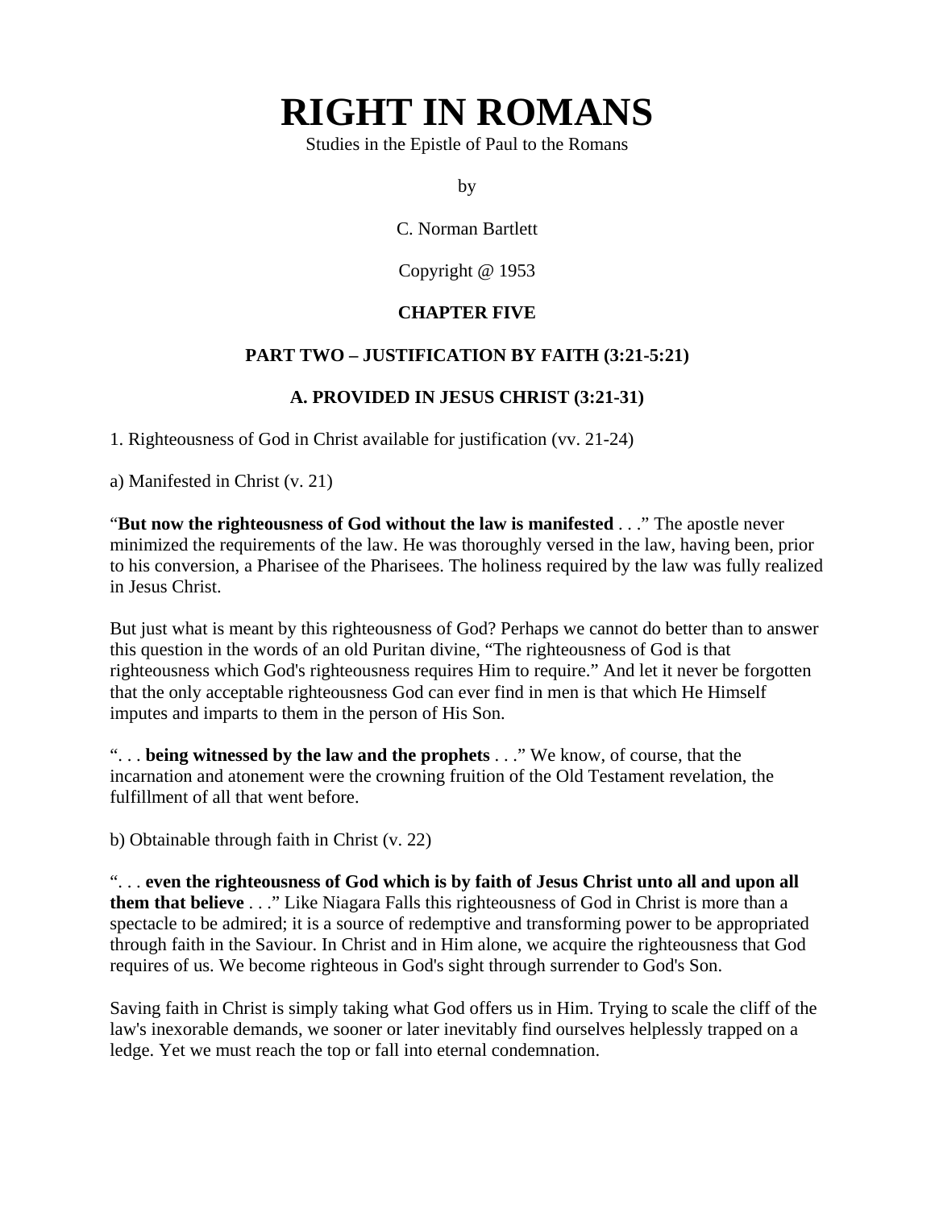# RIGHT IN ROMANS

Studies in the Epistle of Paul to the Romans

by

C. Norman Bartlett

Copyright @ 1953

**CHAPTER FIVE**

## PART TWO – JUSTIFICATION BY FAITH (3:21-5:21)

### A. PROVIDED IN JESUS CHRIST (3:21-31)

1. Righteousness of God in Christ available for justification (vv. 21-24)

a) Manifested in Christ (v. 21)

"**But now the righteousness of God without the law is manifested** . . ." The apostle never minimized the requirements of the law. He was thoroughly versed in the law, having been, prior to his conversion, a Pharisee of the Pharisees. The holiness required by the law was fully realized in Jesus Christ.

But just what is meant by this righteousness of God? Perhaps we cannot do better than to answer this question in the words of an old Puritan divine, "The righteousness of God is that righteousness which God's righteousness requires Him to require." And let it never be forgotten that the only acceptable righteousness God can ever find in men is that which He Himself imputes and imparts to them in the person of His Son.

". . . **being witnessed by the law and the prophets** . . ." We know, of course, that the incarnation and atonement were the crowning fruition of the Old Testament revelation, the fulfillment of all that went before.

b) Obtainable through faith in Christ (v. 22)

". . . **even the righteousness of God which is by faith of Jesus Christ unto all and upon all them that believe** . . ." Like Niagara Falls this righteousness of God in Christ is more than a spectacle to be admired; it is a source of redemptive and transforming power to be appropriated through faith in the Saviour. In Christ and in Him alone, we acquire the righteousness that God requires of us. We become righteous in God's sight through surrender to God's Son.

Saving faith in Christ is simply taking what God offers us in Him. Trying to scale the cliff of the law's inexorable demands, we sooner or later inevitably find ourselves helplessly trapped on a ledge. Yet we must reach the top or fall into eternal condemnation.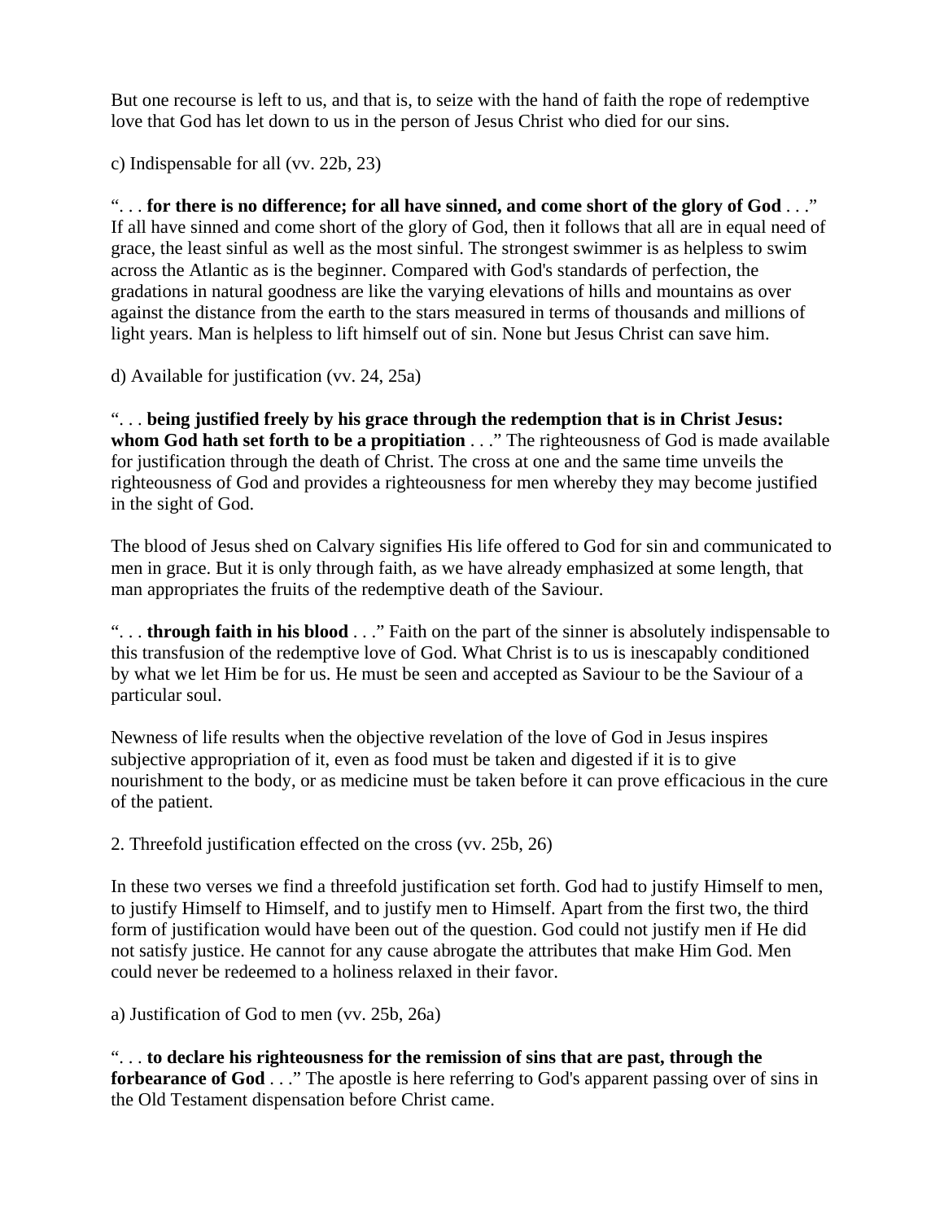But one recourse is left to us, and that is, to seize with the hand of faith the rope of redemptive love that God has let down to us in the person of Jesus Christ who died for our sins.

c) Indispensable for all (vv. 22b, 23)

“. . . **for there is no difference; for all have sinned, and come short of the glory of God** . . .” If all have sinned and come short of the glory of God, then it follows that all are in equal need of grace, the least sinful as well as the most sinful. The strongest swimmer is as helpless to swim across the Atlantic as is the beginner. Compared with God's standards of perfection, the gradations in natural goodness are like the varying elevations of hills and mountains as over against the distance from the earth to the stars measured in terms of thousands and millions of light years. Man is helpless to lift himself out of sin. None but Jesus Christ can save him.

d) Available for justification (vv. 24, 25a)

“. . . **being justified freely by his grace through the redemption that is in Christ Jesus: whom God hath set forth to be a propitiation** . . .” The righteousness of God is made available for justification through the death of Christ. The cross at one and the same time unveils the righteousness of God and provides a righteousness for men whereby they may become justified in the sight of God.

The blood of Jesus shed on Calvary signifies His life offered to God for sin and communicated to men in grace. But it is only through faith, as we have already emphasized at some length, that man appropriates the fruits of the redemptive death of the Saviour.

“. . . **through faith in his blood** . . .” Faith on the part of the sinner is absolutely indispensable to this transfusion of the redemptive love of God. What Christ is to us is inescapably conditioned by what we let Him be for us. He must be seen and accepted as Saviour to be the Saviour of a particular soul.

Newness of life results when the objective revelation of the love of God in Jesus inspires subjective appropriation of it, even as food must be taken and digested if it is to give nourishment to the body, or as medicine must be taken before it can prove efficacious in the cure of the patient.

2. Threefold justification effected on the cross (vv. 25b, 26)

In these two verses we find a threefold justification set forth. God had to justify Himself to men, to justify Himself to Himself, and to justify men to Himself. Apart from the first two, the third form of justification would have been out of the question. God could not justify men if He did not satisfy justice. He cannot for any cause abrogate the attributes that make Him God. Men could never be redeemed to a holiness relaxed in their favor.

a) Justification of God to men (vv. 25b, 26a)

“. . . **to declare his righteousness for the remission of sins that are past, through the forbearance of God** . . .” The apostle is here referring to God's apparent passing over of sins in the Old Testament dispensation before Christ came.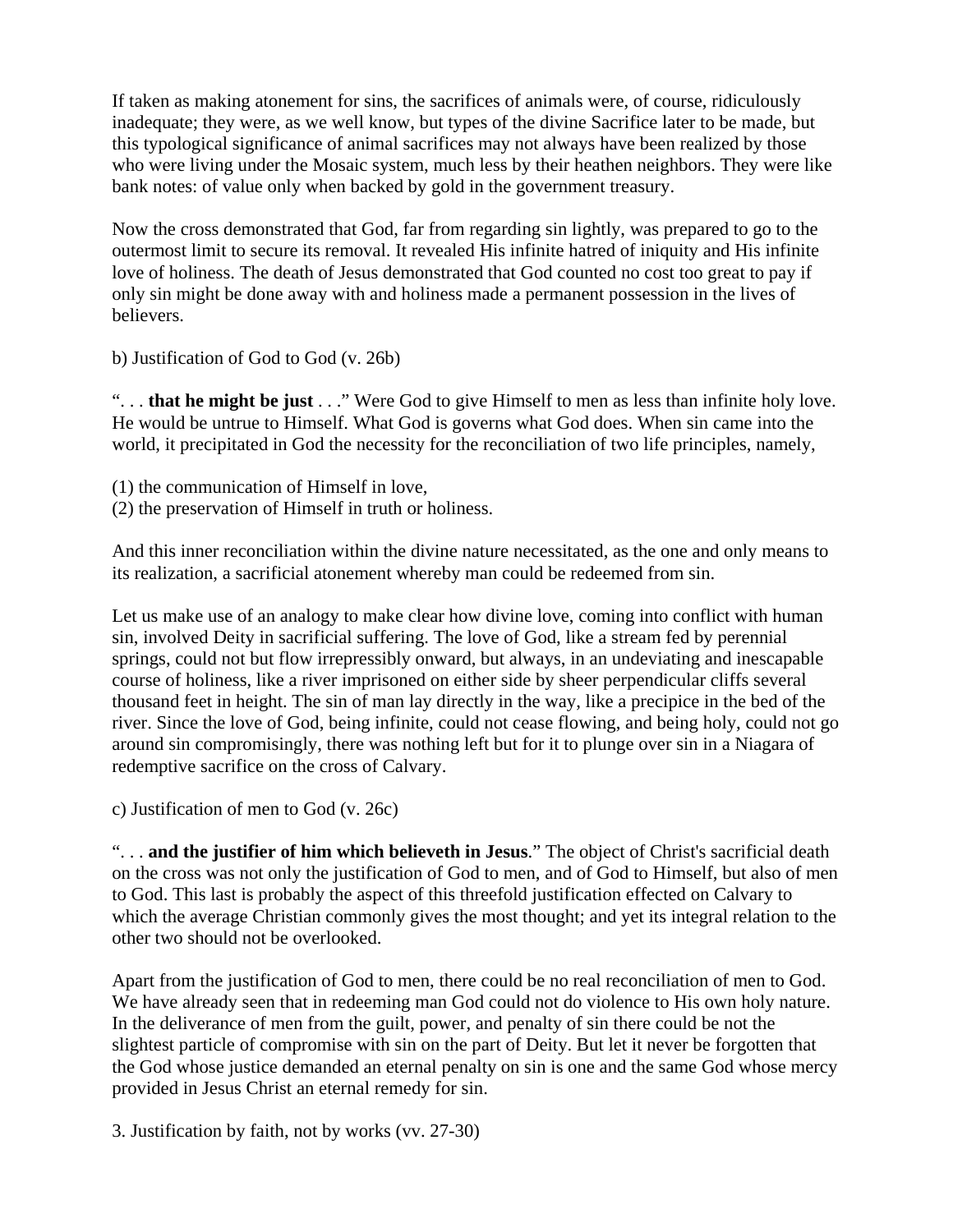If taken as making atonement for sins, the sacrifices of animals were, of course, ridiculously inadequate; they were, as we well know, but types of the divine Sacrifice later to be made, but this typological significance of animal sacrifices may not always have been realized by those who were living under the Mosaic system, much less by their heathen neighbors. They were like bank notes: of value only when backed by gold in the government treasury.

Now the cross demonstrated that God, far from regarding sin lightly, was prepared to go to the outermost limit to secure its removal. It revealed His infinite hatred of iniquity and His infinite love of holiness. The death of Jesus demonstrated that God counted no cost too great to pay if only sin might be done away with and holiness made a permanent possession in the lives of believers.

b) Justification of God to God (v. 26b)

". . . **that he might be just** . . ." Were God to give Himself to men as less than infinite holy love. He would be untrue to Himself. What God is governs what God does. When sin came into the world, it precipitated in God the necessity for the reconciliation of two life principles, namely,

(1) the communication of Himself in love,
(2) the preservation of Himself in truth or holiness.

And this inner reconciliation within the divine nature necessitated, as the one and only means to its realization, a sacrificial atonement whereby man could be redeemed from sin.

Let us make use of an analogy to make clear how divine love, coming into conflict with human sin, involved Deity in sacrificial suffering. The love of God, like a stream fed by perennial springs, could not but flow irrepressibly onward, but always, in an undeviating and inescapable course of holiness, like a river imprisoned on either side by sheer perpendicular cliffs several thousand feet in height. The sin of man lay directly in the way, like a precipice in the bed of the river. Since the love of God, being infinite, could not cease flowing, and being holy, could not go around sin compromisingly, there was nothing left but for it to plunge over sin in a Niagara of redemptive sacrifice on the cross of Calvary.

c) Justification of men to God (v. 26c)

". . . **and the justifier of him which believeth in Jesus**." The object of Christ's sacrificial death on the cross was not only the justification of God to men, and of God to Himself, but also of men to God. This last is probably the aspect of this threefold justification effected on Calvary to which the average Christian commonly gives the most thought; and yet its integral relation to the other two should not be overlooked.

Apart from the justification of God to men, there could be no real reconciliation of men to God. We have already seen that in redeeming man God could not do violence to His own holy nature. In the deliverance of men from the guilt, power, and penalty of sin there could be not the slightest particle of compromise with sin on the part of Deity. But let it never be forgotten that the God whose justice demanded an eternal penalty on sin is one and the same God whose mercy provided in Jesus Christ an eternal remedy for sin.

3. Justification by faith, not by works (vv. 27-30)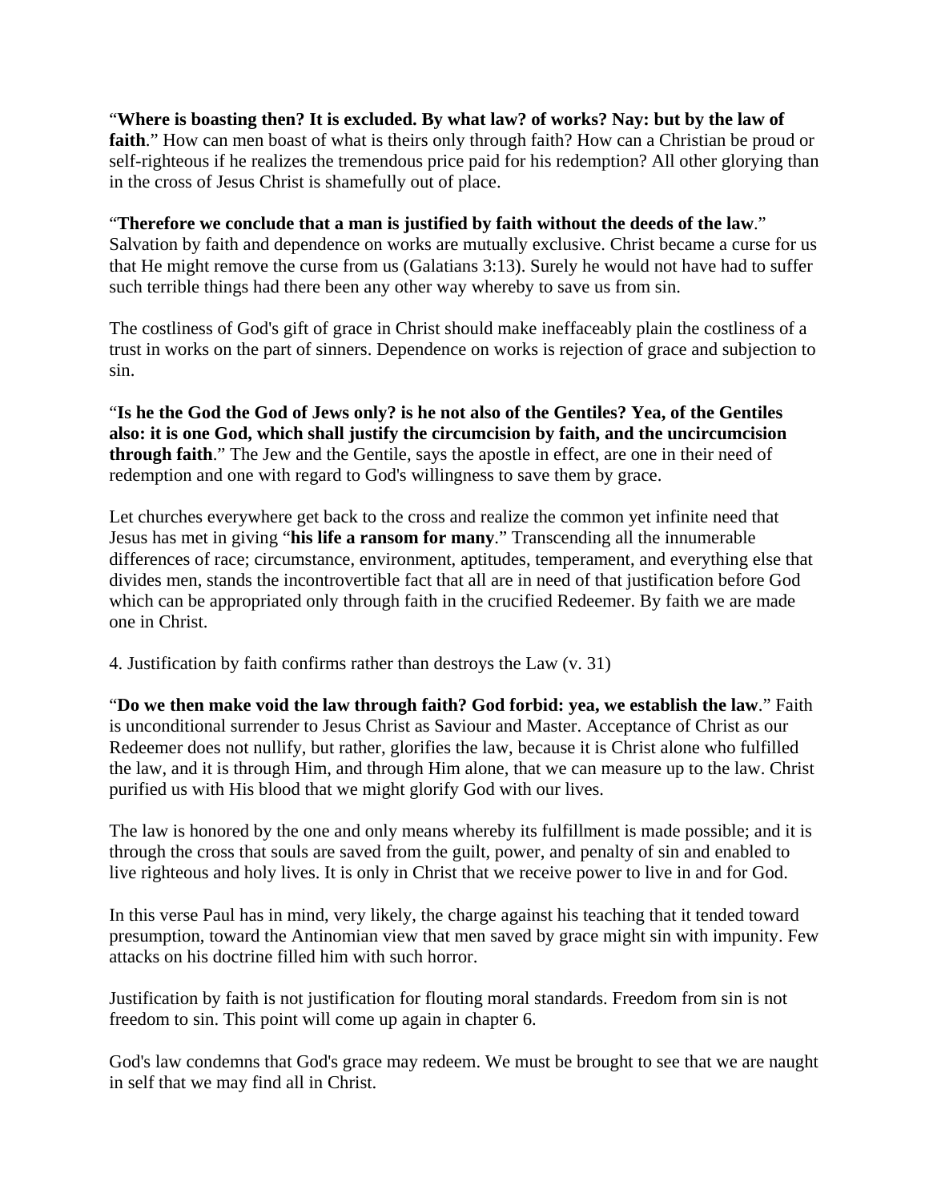"**Where is boasting then? It is excluded. By what law? of works? Nay: but by the law of faith**." How can men boast of what is theirs only through faith? How can a Christian be proud or self-righteous if he realizes the tremendous price paid for his redemption? All other glorying than in the cross of Jesus Christ is shamefully out of place.

"**Therefore we conclude that a man is justified by faith without the deeds of the law**." Salvation by faith and dependence on works are mutually exclusive. Christ became a curse for us that He might remove the curse from us (Galatians 3:13). Surely he would not have had to suffer such terrible things had there been any other way whereby to save us from sin.

The costliness of God's gift of grace in Christ should make ineffaceably plain the costliness of a trust in works on the part of sinners. Dependence on works is rejection of grace and subjection to sin.

"**Is he the God the God of Jews only? is he not also of the Gentiles? Yea, of the Gentiles also: it is one God, which shall justify the circumcision by faith, and the uncircumcision through faith**." The Jew and the Gentile, says the apostle in effect, are one in their need of redemption and one with regard to God's willingness to save them by grace.

Let churches everywhere get back to the cross and realize the common yet infinite need that Jesus has met in giving "**his life a ransom for many**." Transcending all the innumerable differences of race; circumstance, environment, aptitudes, temperament, and everything else that divides men, stands the incontrovertible fact that all are in need of that justification before God which can be appropriated only through faith in the crucified Redeemer. By faith we are made one in Christ.

4. Justification by faith confirms rather than destroys the Law (v. 31)

"**Do we then make void the law through faith? God forbid: yea, we establish the law**." Faith is unconditional surrender to Jesus Christ as Saviour and Master. Acceptance of Christ as our Redeemer does not nullify, but rather, glorifies the law, because it is Christ alone who fulfilled the law, and it is through Him, and through Him alone, that we can measure up to the law. Christ purified us with His blood that we might glorify God with our lives.

The law is honored by the one and only means whereby its fulfillment is made possible; and it is through the cross that souls are saved from the guilt, power, and penalty of sin and enabled to live righteous and holy lives. It is only in Christ that we receive power to live in and for God.

In this verse Paul has in mind, very likely, the charge against his teaching that it tended toward presumption, toward the Antinomian view that men saved by grace might sin with impunity. Few attacks on his doctrine filled him with such horror.

Justification by faith is not justification for flouting moral standards. Freedom from sin is not freedom to sin. This point will come up again in chapter 6.

God's law condemns that God's grace may redeem. We must be brought to see that we are naught in self that we may find all in Christ.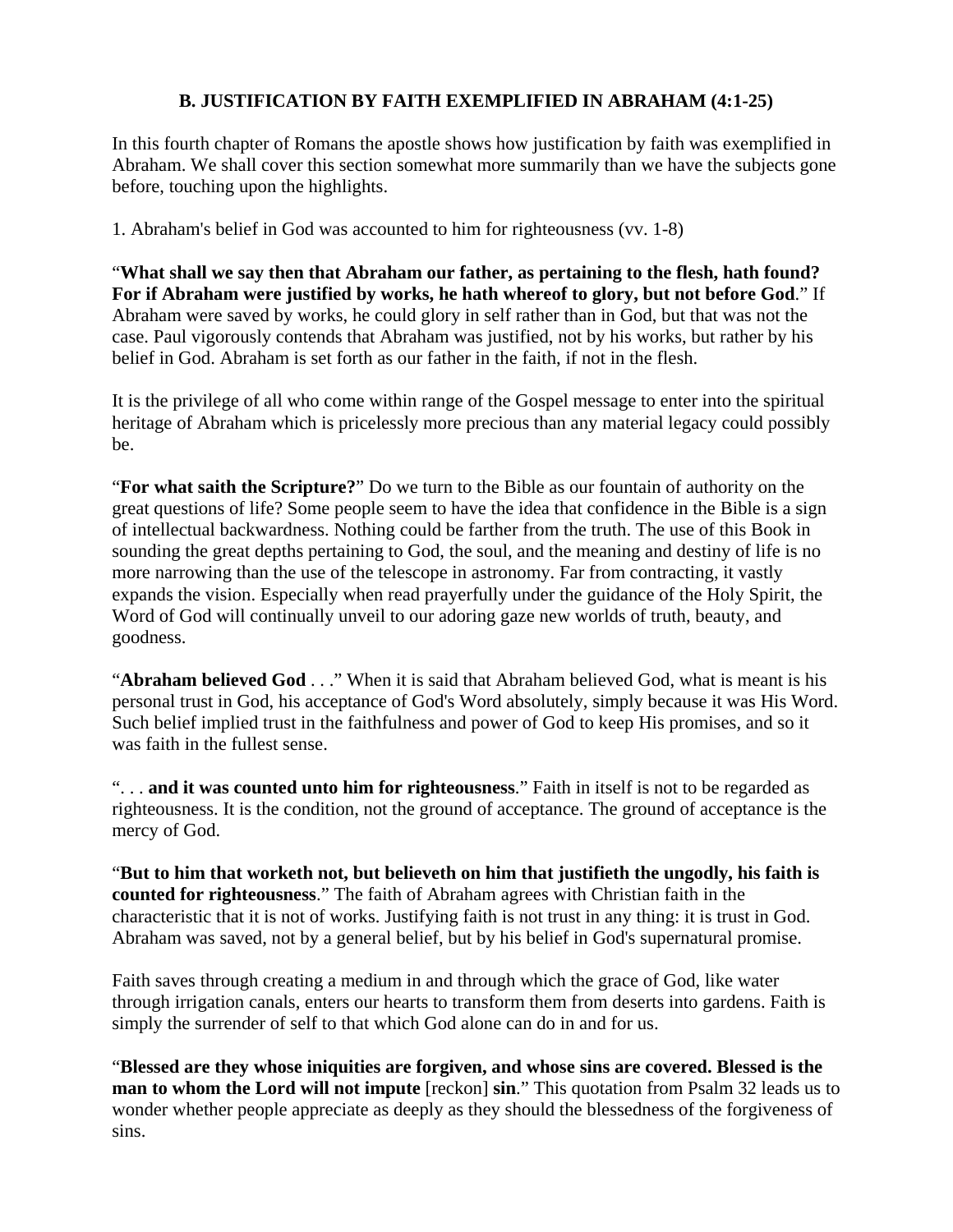### B. JUSTIFICATION BY FAITH EXEMPLIFIED IN ABRAHAM (4:1-25)

In this fourth chapter of Romans the apostle shows how justification by faith was exemplified in Abraham. We shall cover this section somewhat more summarily than we have the subjects gone before, touching upon the highlights.

1. Abraham's belief in God was accounted to him for righteousness (vv. 1-8)

"**What shall we say then that Abraham our father, as pertaining to the flesh, hath found? For if Abraham were justified by works, he hath whereof to glory, but not before God**." If Abraham were saved by works, he could glory in self rather than in God, but that was not the case. Paul vigorously contends that Abraham was justified, not by his works, but rather by his belief in God. Abraham is set forth as our father in the faith, if not in the flesh.

It is the privilege of all who come within range of the Gospel message to enter into the spiritual heritage of Abraham which is pricelessly more precious than any material legacy could possibly be.

"**For what saith the Scripture?**" Do we turn to the Bible as our fountain of authority on the great questions of life? Some people seem to have the idea that confidence in the Bible is a sign of intellectual backwardness. Nothing could be farther from the truth. The use of this Book in sounding the great depths pertaining to God, the soul, and the meaning and destiny of life is no more narrowing than the use of the telescope in astronomy. Far from contracting, it vastly expands the vision. Especially when read prayerfully under the guidance of the Holy Spirit, the Word of God will continually unveil to our adoring gaze new worlds of truth, beauty, and goodness.

"**Abraham believed God** . . ." When it is said that Abraham believed God, what is meant is his personal trust in God, his acceptance of God's Word absolutely, simply because it was His Word. Such belief implied trust in the faithfulness and power of God to keep His promises, and so it was faith in the fullest sense.

". . . **and it was counted unto him for righteousness**." Faith in itself is not to be regarded as righteousness. It is the condition, not the ground of acceptance. The ground of acceptance is the mercy of God.

"**But to him that worketh not, but believeth on him that justifieth the ungodly, his faith is counted for righteousness**." The faith of Abraham agrees with Christian faith in the characteristic that it is not of works. Justifying faith is not trust in any thing: it is trust in God. Abraham was saved, not by a general belief, but by his belief in God's supernatural promise.

Faith saves through creating a medium in and through which the grace of God, like water through irrigation canals, enters our hearts to transform them from deserts into gardens. Faith is simply the surrender of self to that which God alone can do in and for us.

"**Blessed are they whose iniquities are forgiven, and whose sins are covered. Blessed is the man to whom the Lord will not impute** [reckon] **sin**." This quotation from Psalm 32 leads us to wonder whether people appreciate as deeply as they should the blessedness of the forgiveness of sins.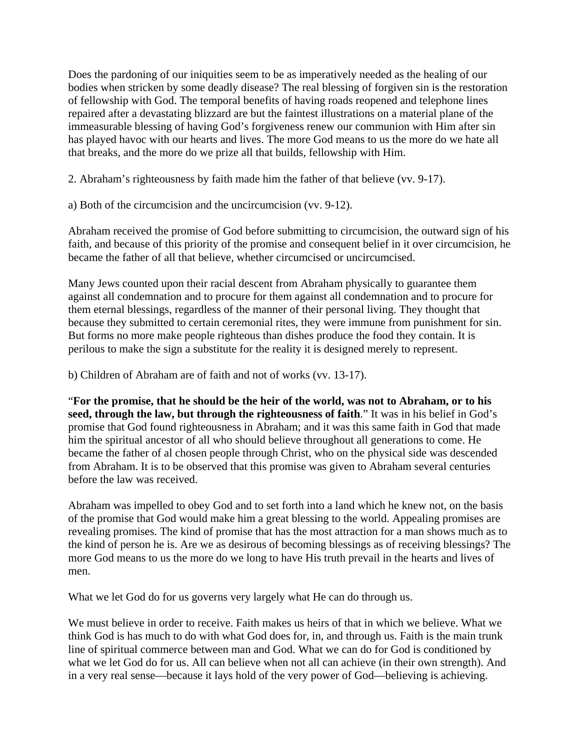Does the pardoning of our iniquities seem to be as imperatively needed as the healing of our bodies when stricken by some deadly disease? The real blessing of forgiven sin is the restoration of fellowship with God. The temporal benefits of having roads reopened and telephone lines repaired after a devastating blizzard are but the faintest illustrations on a material plane of the immeasurable blessing of having God's forgiveness renew our communion with Him after sin has played havoc with our hearts and lives. The more God means to us the more do we hate all that breaks, and the more do we prize all that builds, fellowship with Him.

2. Abraham's righteousness by faith made him the father of that believe (vv. 9-17).

a) Both of the circumcision and the uncircumcision (vv. 9-12).

Abraham received the promise of God before submitting to circumcision, the outward sign of his faith, and because of this priority of the promise and consequent belief in it over circumcision, he became the father of all that believe, whether circumcised or uncircumcised.

Many Jews counted upon their racial descent from Abraham physically to guarantee them against all condemnation and to procure for them against all condemnation and to procure for them eternal blessings, regardless of the manner of their personal living. They thought that because they submitted to certain ceremonial rites, they were immune from punishment for sin. But forms no more make people righteous than dishes produce the food they contain. It is perilous to make the sign a substitute for the reality it is designed merely to represent.

b) Children of Abraham are of faith and not of works (vv. 13-17).

"**For the promise, that he should be the heir of the world, was not to Abraham, or to his seed, through the law, but through the righteousness of faith**." It was in his belief in God's promise that God found righteousness in Abraham; and it was this same faith in God that made him the spiritual ancestor of all who should believe throughout all generations to come. He became the father of al chosen people through Christ, who on the physical side was descended from Abraham. It is to be observed that this promise was given to Abraham several centuries before the law was received.

Abraham was impelled to obey God and to set forth into a land which he knew not, on the basis of the promise that God would make him a great blessing to the world. Appealing promises are revealing promises. The kind of promise that has the most attraction for a man shows much as to the kind of person he is. Are we as desirous of becoming blessings as of receiving blessings? The more God means to us the more do we long to have His truth prevail in the hearts and lives of men.

What we let God do for us governs very largely what He can do through us.

We must believe in order to receive. Faith makes us heirs of that in which we believe. What we think God is has much to do with what God does for, in, and through us. Faith is the main trunk line of spiritual commerce between man and God. What we can do for God is conditioned by what we let God do for us. All can believe when not all can achieve (in their own strength). And in a very real sense—because it lays hold of the very power of God—believing is achieving.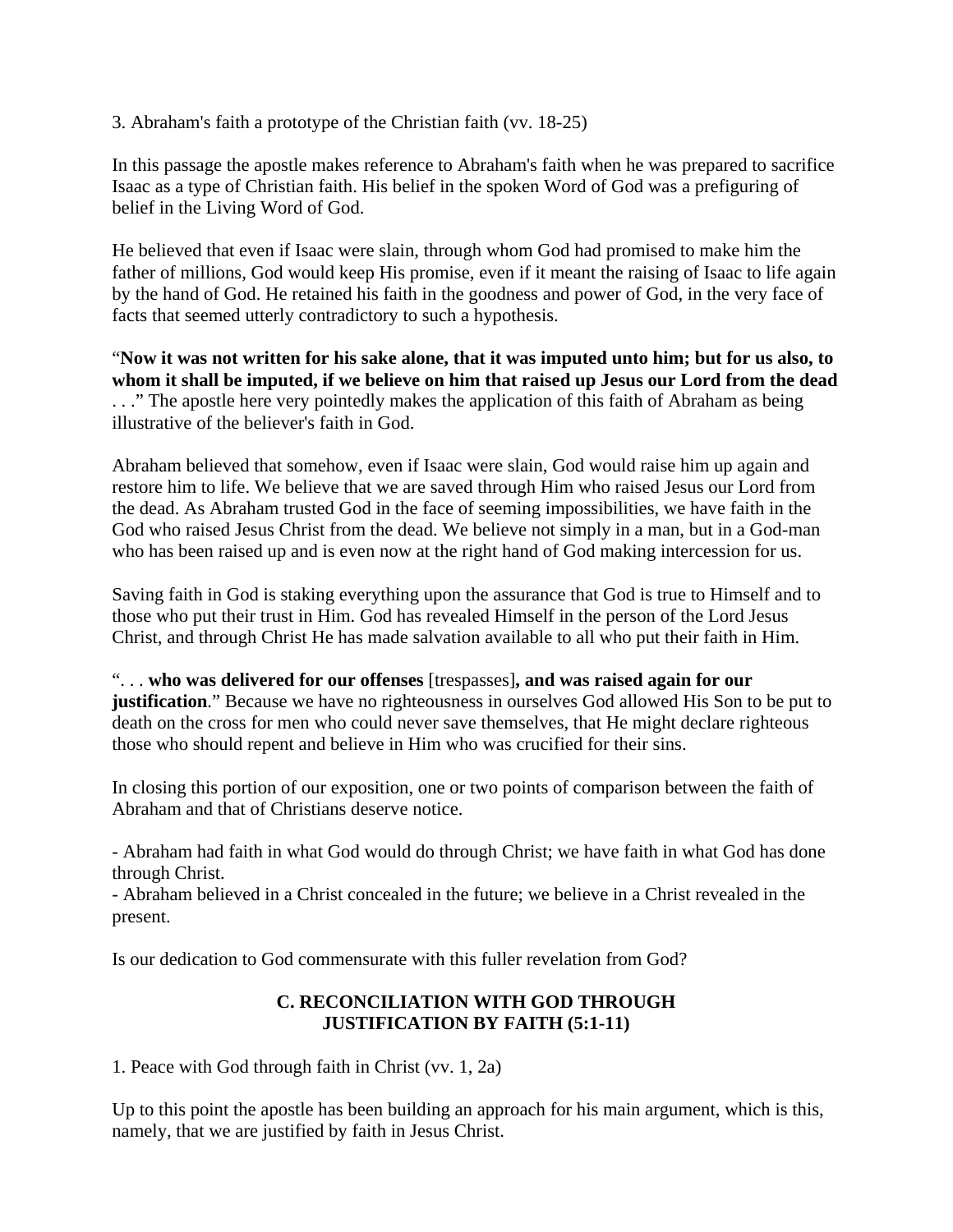3. Abraham's faith a prototype of the Christian faith (vv. 18-25)

In this passage the apostle makes reference to Abraham's faith when he was prepared to sacrifice Isaac as a type of Christian faith. His belief in the spoken Word of God was a prefiguring of belief in the Living Word of God.

He believed that even if Isaac were slain, through whom God had promised to make him the father of millions, God would keep His promise, even if it meant the raising of Isaac to life again by the hand of God. He retained his faith in the goodness and power of God, in the very face of facts that seemed utterly contradictory to such a hypothesis.

"**Now it was not written for his sake alone, that it was imputed unto him; but for us also, to whom it shall be imputed, if we believe on him that raised up Jesus our Lord from the dead** . . ." The apostle here very pointedly makes the application of this faith of Abraham as being illustrative of the believer's faith in God.

Abraham believed that somehow, even if Isaac were slain, God would raise him up again and restore him to life. We believe that we are saved through Him who raised Jesus our Lord from the dead. As Abraham trusted God in the face of seeming impossibilities, we have faith in the God who raised Jesus Christ from the dead. We believe not simply in a man, but in a God-man who has been raised up and is even now at the right hand of God making intercession for us.

Saving faith in God is staking everything upon the assurance that God is true to Himself and to those who put their trust in Him. God has revealed Himself in the person of the Lord Jesus Christ, and through Christ He has made salvation available to all who put their faith in Him.

". . . **who was delivered for our offenses** [trespasses]**, and was raised again for our justification**." Because we have no righteousness in ourselves God allowed His Son to be put to death on the cross for men who could never save themselves, that He might declare righteous those who should repent and believe in Him who was crucified for their sins.

In closing this portion of our exposition, one or two points of comparison between the faith of Abraham and that of Christians deserve notice.

- Abraham had faith in what God would do through Christ; we have faith in what God has done through Christ.
- Abraham believed in a Christ concealed in the future; we believe in a Christ revealed in the present.

Is our dedication to God commensurate with this fuller revelation from God?

## C. RECONCILIATION WITH GOD THROUGH JUSTIFICATION BY FAITH (5:1-11)

1. Peace with God through faith in Christ (vv. 1, 2a)

Up to this point the apostle has been building an approach for his main argument, which is this, namely, that we are justified by faith in Jesus Christ.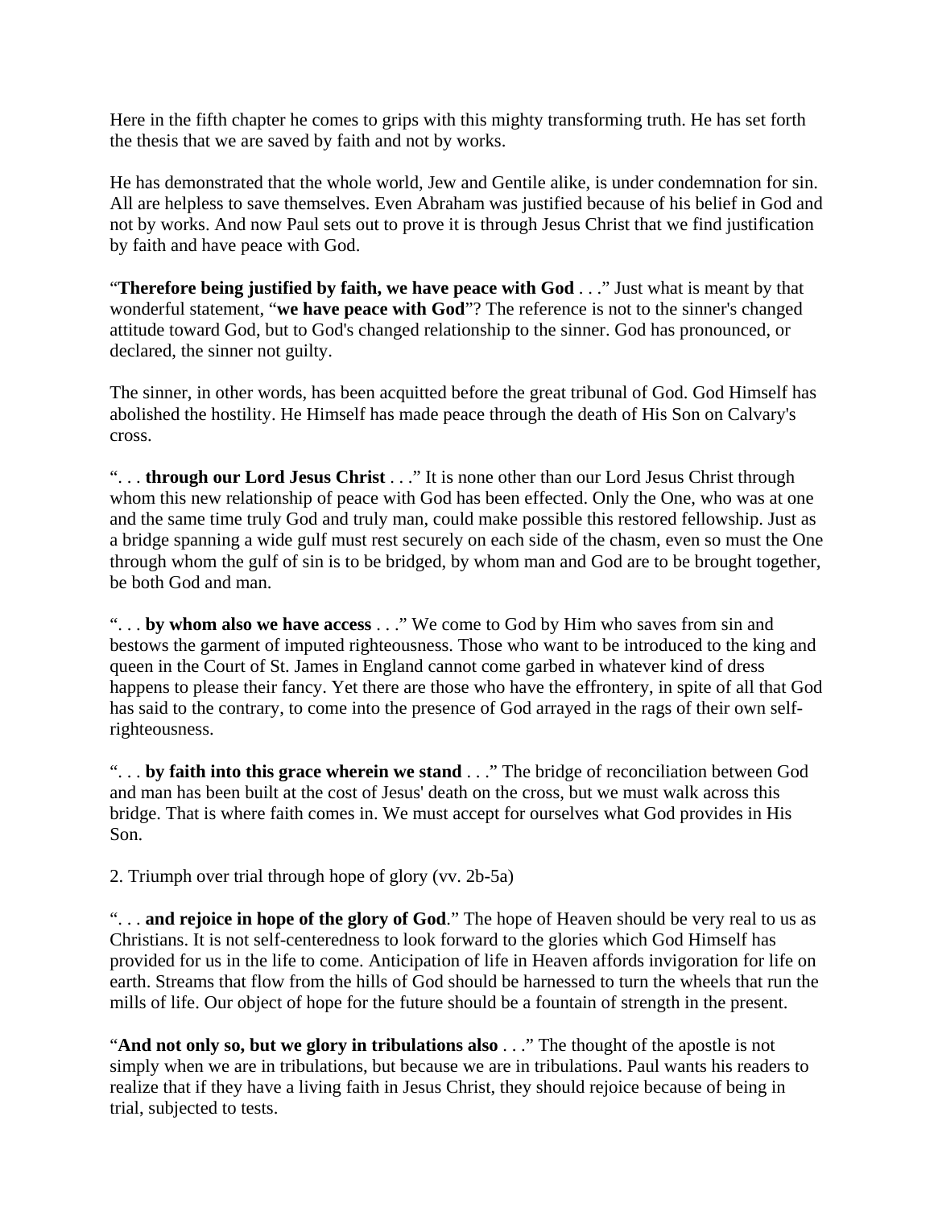Here in the fifth chapter he comes to grips with this mighty transforming truth. He has set forth the thesis that we are saved by faith and not by works.

He has demonstrated that the whole world, Jew and Gentile alike, is under condemnation for sin. All are helpless to save themselves. Even Abraham was justified because of his belief in God and not by works. And now Paul sets out to prove it is through Jesus Christ that we find justification by faith and have peace with God.

"**Therefore being justified by faith, we have peace with God** . . ." Just what is meant by that wonderful statement, "**we have peace with God**"? The reference is not to the sinner's changed attitude toward God, but to God's changed relationship to the sinner. God has pronounced, or declared, the sinner not guilty.

The sinner, in other words, has been acquitted before the great tribunal of God. God Himself has abolished the hostility. He Himself has made peace through the death of His Son on Calvary's cross.

". . . **through our Lord Jesus Christ** . . ." It is none other than our Lord Jesus Christ through whom this new relationship of peace with God has been effected. Only the One, who was at one and the same time truly God and truly man, could make possible this restored fellowship. Just as a bridge spanning a wide gulf must rest securely on each side of the chasm, even so must the One through whom the gulf of sin is to be bridged, by whom man and God are to be brought together, be both God and man.

". . . **by whom also we have access** . . ." We come to God by Him who saves from sin and bestows the garment of imputed righteousness. Those who want to be introduced to the king and queen in the Court of St. James in England cannot come garbed in whatever kind of dress happens to please their fancy. Yet there are those who have the effrontery, in spite of all that God has said to the contrary, to come into the presence of God arrayed in the rags of their own self-righteousness.

". . . **by faith into this grace wherein we stand** . . ." The bridge of reconciliation between God and man has been built at the cost of Jesus' death on the cross, but we must walk across this bridge. That is where faith comes in. We must accept for ourselves what God provides in His Son.

2. Triumph over trial through hope of glory (vv. 2b-5a)

". . . **and rejoice in hope of the glory of God**." The hope of Heaven should be very real to us as Christians. It is not self-centeredness to look forward to the glories which God Himself has provided for us in the life to come. Anticipation of life in Heaven affords invigoration for life on earth. Streams that flow from the hills of God should be harnessed to turn the wheels that run the mills of life. Our object of hope for the future should be a fountain of strength in the present.

"**And not only so, but we glory in tribulations also** . . ." The thought of the apostle is not simply when we are in tribulations, but because we are in tribulations. Paul wants his readers to realize that if they have a living faith in Jesus Christ, they should rejoice because of being in trial, subjected to tests.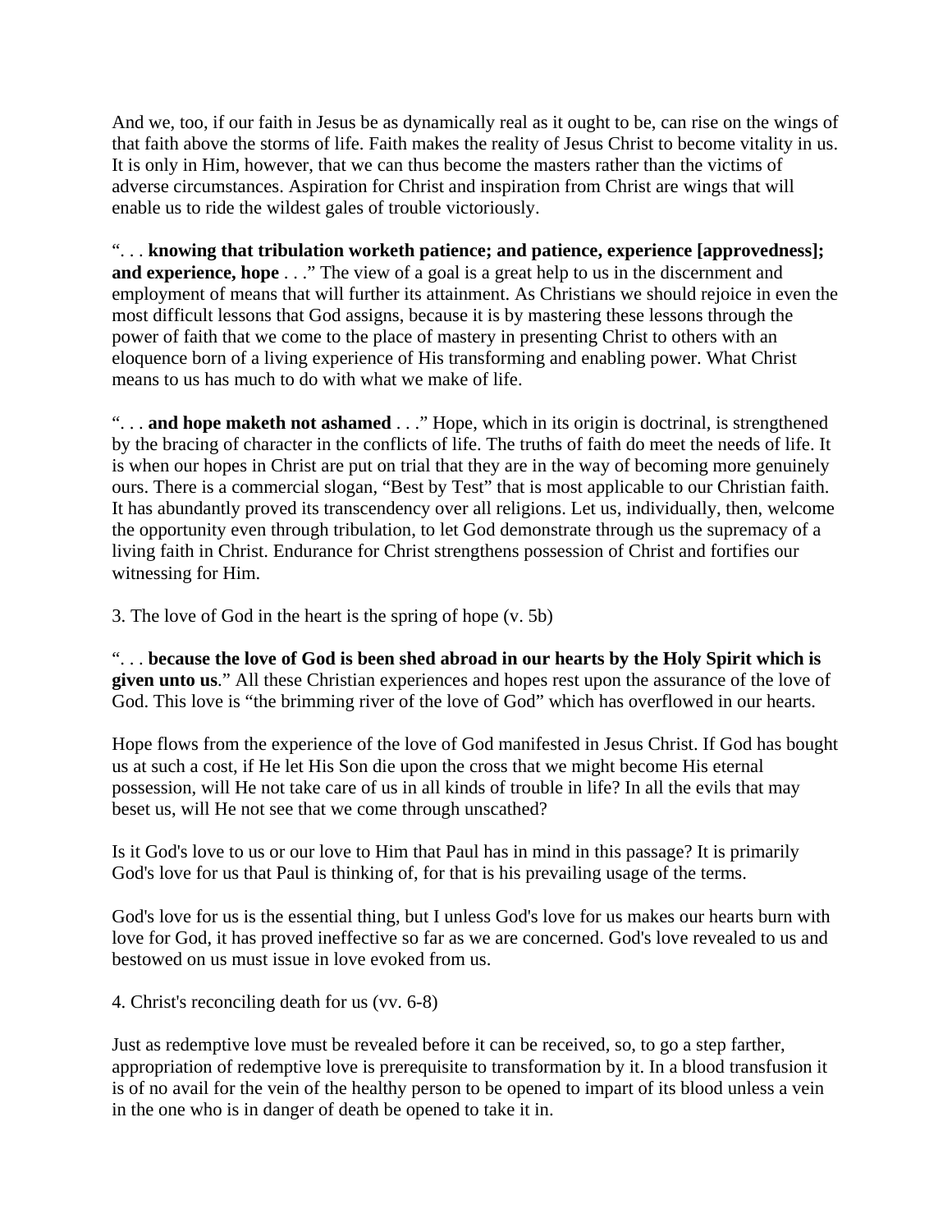And we, too, if our faith in Jesus be as dynamically real as it ought to be, can rise on the wings of that faith above the storms of life. Faith makes the reality of Jesus Christ to become vitality in us. It is only in Him, however, that we can thus become the masters rather than the victims of adverse circumstances. Aspiration for Christ and inspiration from Christ are wings that will enable us to ride the wildest gales of trouble victoriously.

". . . **knowing that tribulation worketh patience; and patience, experience [approvedness]; and experience, hope** . . ." The view of a goal is a great help to us in the discernment and employment of means that will further its attainment. As Christians we should rejoice in even the most difficult lessons that God assigns, because it is by mastering these lessons through the power of faith that we come to the place of mastery in presenting Christ to others with an eloquence born of a living experience of His transforming and enabling power. What Christ means to us has much to do with what we make of life.

". . . **and hope maketh not ashamed** . . ." Hope, which in its origin is doctrinal, is strengthened by the bracing of character in the conflicts of life. The truths of faith do meet the needs of life. It is when our hopes in Christ are put on trial that they are in the way of becoming more genuinely ours. There is a commercial slogan, "Best by Test" that is most applicable to our Christian faith. It has abundantly proved its transcendency over all religions. Let us, individually, then, welcome the opportunity even through tribulation, to let God demonstrate through us the supremacy of a living faith in Christ. Endurance for Christ strengthens possession of Christ and fortifies our witnessing for Him.

3. The love of God in the heart is the spring of hope (v. 5b)

". . . **because the love of God is been shed abroad in our hearts by the Holy Spirit which is given unto us**." All these Christian experiences and hopes rest upon the assurance of the love of God. This love is "the brimming river of the love of God" which has overflowed in our hearts.

Hope flows from the experience of the love of God manifested in Jesus Christ. If God has bought us at such a cost, if He let His Son die upon the cross that we might become His eternal possession, will He not take care of us in all kinds of trouble in life? In all the evils that may beset us, will He not see that we come through unscathed?

Is it God's love to us or our love to Him that Paul has in mind in this passage? It is primarily God's love for us that Paul is thinking of, for that is his prevailing usage of the terms.

God's love for us is the essential thing, but I unless God's love for us makes our hearts burn with love for God, it has proved ineffective so far as we are concerned. God's love revealed to us and bestowed on us must issue in love evoked from us.

4. Christ's reconciling death for us (vv. 6-8)

Just as redemptive love must be revealed before it can be received, so, to go a step farther, appropriation of redemptive love is prerequisite to transformation by it. In a blood transfusion it is of no avail for the vein of the healthy person to be opened to impart of its blood unless a vein in the one who is in danger of death be opened to take it in.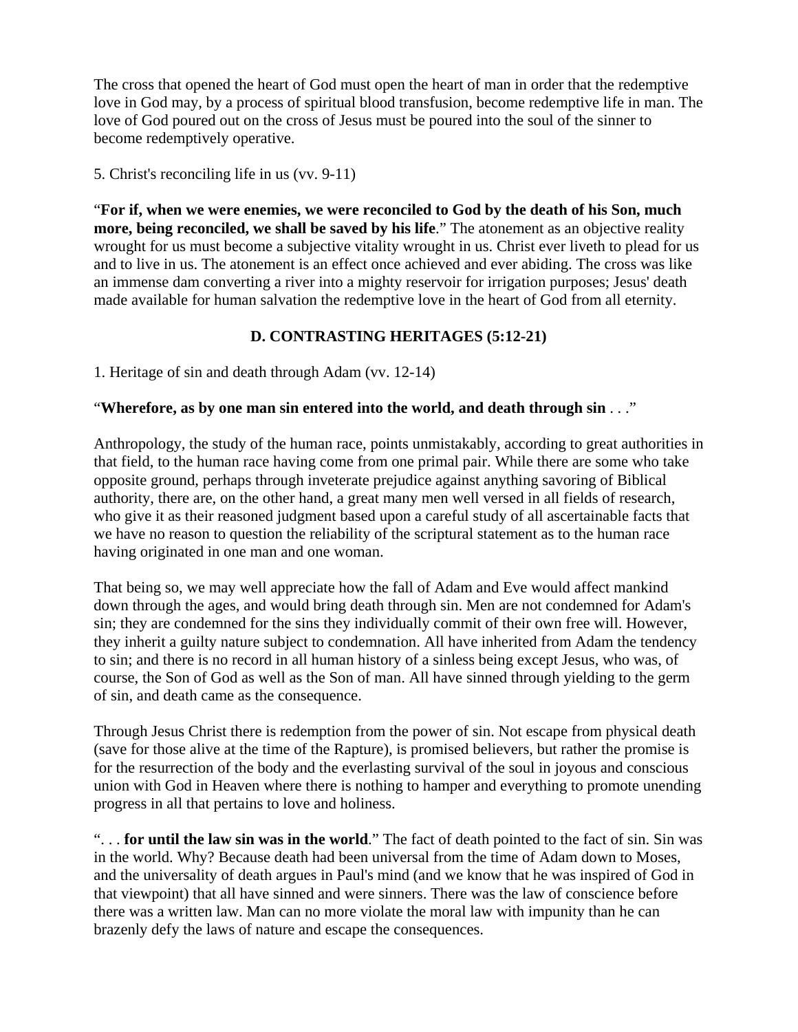The cross that opened the heart of God must open the heart of man in order that the redemptive love in God may, by a process of spiritual blood transfusion, become redemptive life in man. The love of God poured out on the cross of Jesus must be poured into the soul of the sinner to become redemptively operative.

5. Christ's reconciling life in us (vv. 9-11)

"**For if, when we were enemies, we were reconciled to God by the death of his Son, much more, being reconciled, we shall be saved by his life**." The atonement as an objective reality wrought for us must become a subjective vitality wrought in us. Christ ever liveth to plead for us and to live in us. The atonement is an effect once achieved and ever abiding. The cross was like an immense dam converting a river into a mighty reservoir for irrigation purposes; Jesus' death made available for human salvation the redemptive love in the heart of God from all eternity.

### D. CONTRASTING HERITAGES (5:12-21)

1. Heritage of sin and death through Adam (vv. 12-14)

"**Wherefore, as by one man sin entered into the world, and death through sin** . . ."

Anthropology, the study of the human race, points unmistakably, according to great authorities in that field, to the human race having come from one primal pair. While there are some who take opposite ground, perhaps through inveterate prejudice against anything savoring of Biblical authority, there are, on the other hand, a great many men well versed in all fields of research, who give it as their reasoned judgment based upon a careful study of all ascertainable facts that we have no reason to question the reliability of the scriptural statement as to the human race having originated in one man and one woman.

That being so, we may well appreciate how the fall of Adam and Eve would affect mankind down through the ages, and would bring death through sin. Men are not condemned for Adam's sin; they are condemned for the sins they individually commit of their own free will. However, they inherit a guilty nature subject to condemnation. All have inherited from Adam the tendency to sin; and there is no record in all human history of a sinless being except Jesus, who was, of course, the Son of God as well as the Son of man. All have sinned through yielding to the germ of sin, and death came as the consequence.

Through Jesus Christ there is redemption from the power of sin. Not escape from physical death (save for those alive at the time of the Rapture), is promised believers, but rather the promise is for the resurrection of the body and the everlasting survival of the soul in joyous and conscious union with God in Heaven where there is nothing to hamper and everything to promote unending progress in all that pertains to love and holiness.

". . . **for until the law sin was in the world**." The fact of death pointed to the fact of sin. Sin was in the world. Why? Because death had been universal from the time of Adam down to Moses, and the universality of death argues in Paul's mind (and we know that he was inspired of God in that viewpoint) that all have sinned and were sinners. There was the law of conscience before there was a written law. Man can no more violate the moral law with impunity than he can brazenly defy the laws of nature and escape the consequences.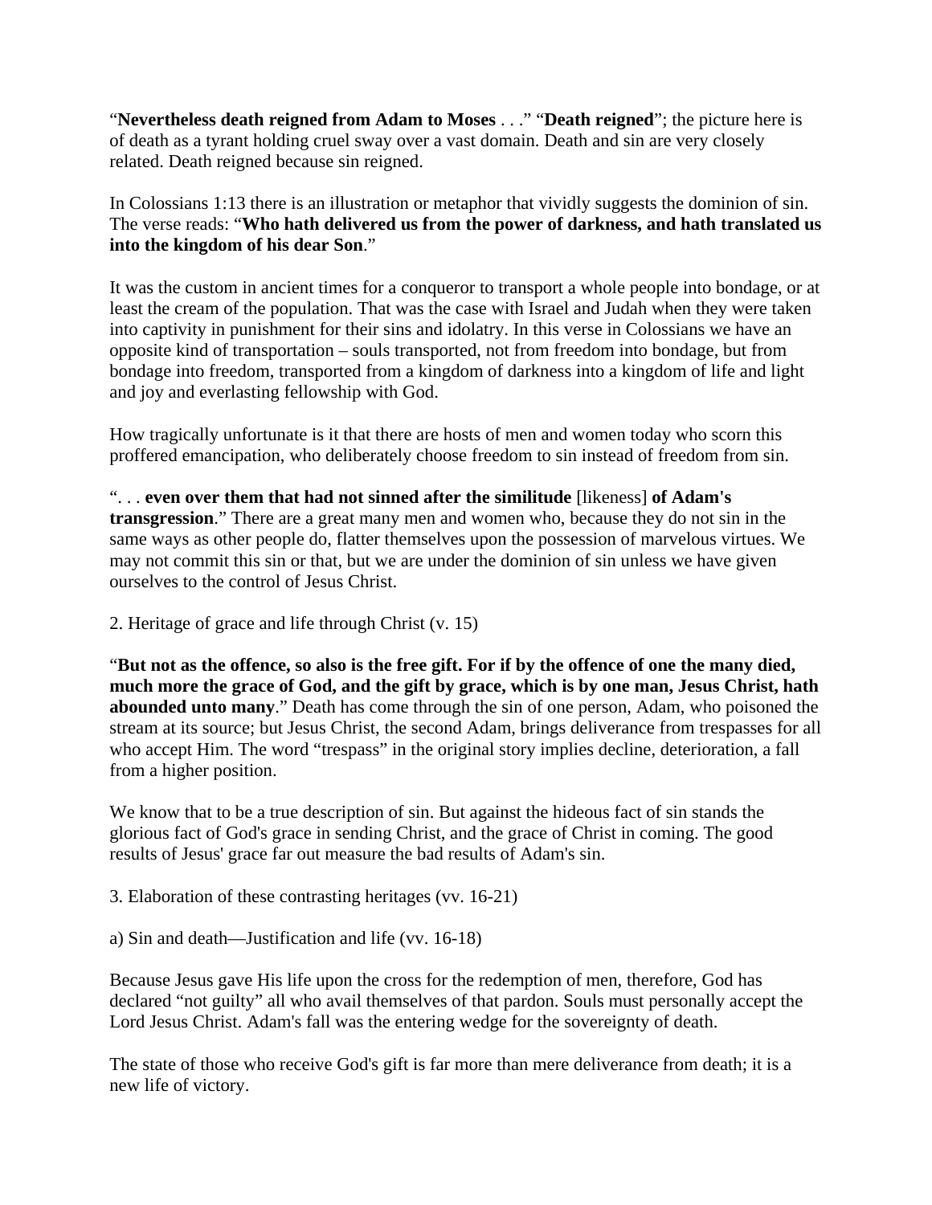"**Nevertheless death reigned from Adam to Moses** . . ." "**Death reigned**"; the picture here is of death as a tyrant holding cruel sway over a vast domain. Death and sin are very closely related. Death reigned because sin reigned.

In Colossians 1:13 there is an illustration or metaphor that vividly suggests the dominion of sin. The verse reads: "**Who hath delivered us from the power of darkness, and hath translated us into the kingdom of his dear Son**."

It was the custom in ancient times for a conqueror to transport a whole people into bondage, or at least the cream of the population. That was the case with Israel and Judah when they were taken into captivity in punishment for their sins and idolatry. In this verse in Colossians we have an opposite kind of transportation – souls transported, not from freedom into bondage, but from bondage into freedom, transported from a kingdom of darkness into a kingdom of life and light and joy and everlasting fellowship with God.

How tragically unfortunate is it that there are hosts of men and women today who scorn this proffered emancipation, who deliberately choose freedom to sin instead of freedom from sin.

". . . **even over them that had not sinned after the similitude** [likeness] **of Adam's transgression**." There are a great many men and women who, because they do not sin in the same ways as other people do, flatter themselves upon the possession of marvelous virtues. We may not commit this sin or that, but we are under the dominion of sin unless we have given ourselves to the control of Jesus Christ.

2. Heritage of grace and life through Christ (v. 15)

"**But not as the offence, so also is the free gift. For if by the offence of one the many died, much more the grace of God, and the gift by grace, which is by one man, Jesus Christ, hath abounded unto many**." Death has come through the sin of one person, Adam, who poisoned the stream at its source; but Jesus Christ, the second Adam, brings deliverance from trespasses for all who accept Him. The word "trespass" in the original story implies decline, deterioration, a fall from a higher position.

We know that to be a true description of sin. But against the hideous fact of sin stands the glorious fact of God's grace in sending Christ, and the grace of Christ in coming. The good results of Jesus' grace far out measure the bad results of Adam's sin.

3. Elaboration of these contrasting heritages (vv. 16-21)

a) Sin and death—Justification and life (vv. 16-18)

Because Jesus gave His life upon the cross for the redemption of men, therefore, God has declared "not guilty" all who avail themselves of that pardon. Souls must personally accept the Lord Jesus Christ. Adam's fall was the entering wedge for the sovereignty of death.

The state of those who receive God's gift is far more than mere deliverance from death; it is a new life of victory.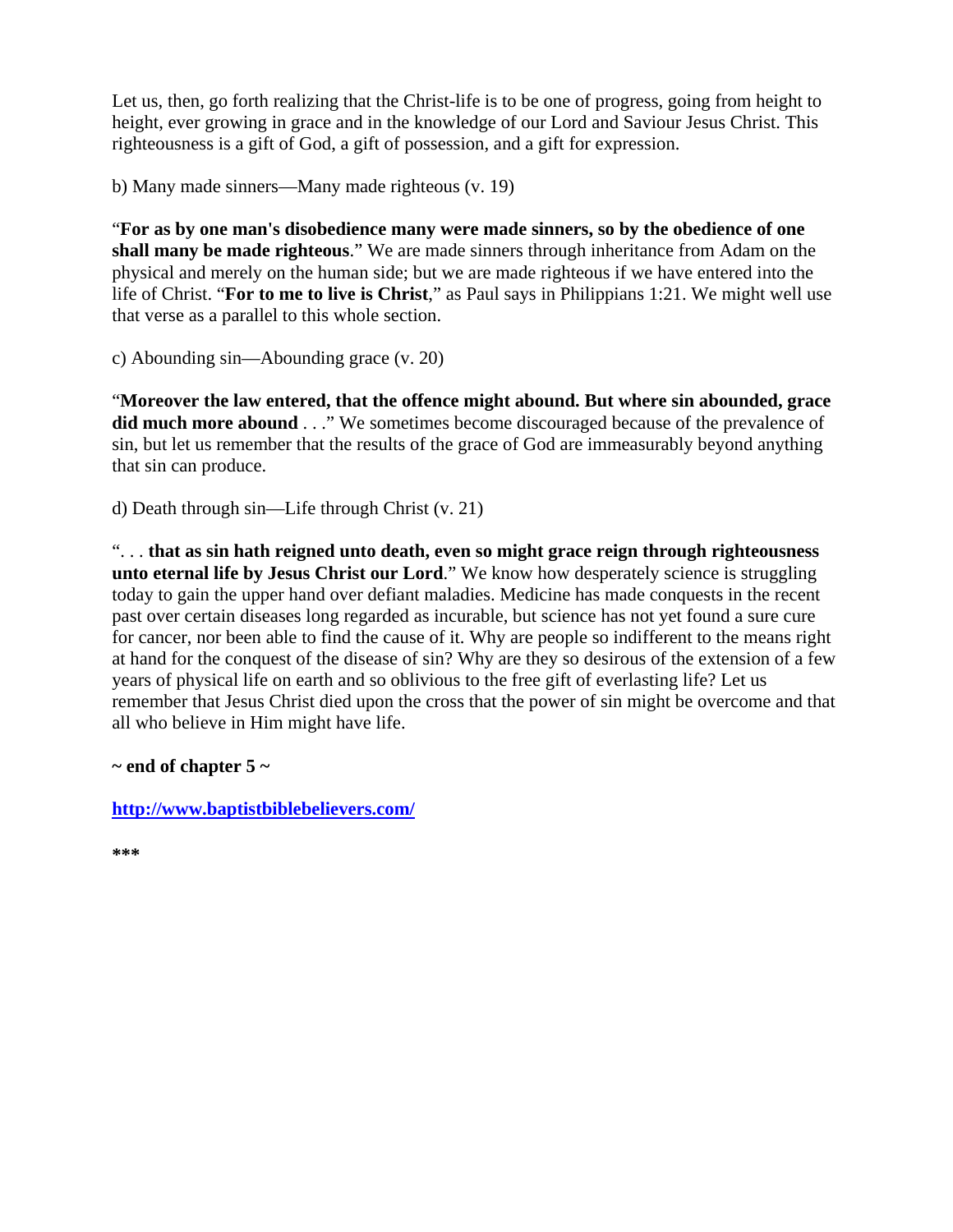Let us, then, go forth realizing that the Christ-life is to be one of progress, going from height to height, ever growing in grace and in the knowledge of our Lord and Saviour Jesus Christ. This righteousness is a gift of God, a gift of possession, and a gift for expression.

b) Many made sinners—Many made righteous (v. 19)

"**For as by one man's disobedience many were made sinners, so by the obedience of one shall many be made righteous**." We are made sinners through inheritance from Adam on the physical and merely on the human side; but we are made righteous if we have entered into the life of Christ. "**For to me to live is Christ**," as Paul says in Philippians 1:21. We might well use that verse as a parallel to this whole section.

c) Abounding sin—Abounding grace (v. 20)

"**Moreover the law entered, that the offence might abound. But where sin abounded, grace did much more abound** . . ." We sometimes become discouraged because of the prevalence of sin, but let us remember that the results of the grace of God are immeasurably beyond anything that sin can produce.

d) Death through sin—Life through Christ (v. 21)

". . . **that as sin hath reigned unto death, even so might grace reign through righteousness unto eternal life by Jesus Christ our Lord**." We know how desperately science is struggling today to gain the upper hand over defiant maladies. Medicine has made conquests in the recent past over certain diseases long regarded as incurable, but science has not yet found a sure cure for cancer, nor been able to find the cause of it. Why are people so indifferent to the means right at hand for the conquest of the disease of sin? Why are they so desirous of the extension of a few years of physical life on earth and so oblivious to the free gift of everlasting life? Let us remember that Jesus Christ died upon the cross that the power of sin might be overcome and that all who believe in Him might have life.

**~ end of chapter 5 ~**

**http://www.baptistbiblebelievers.com/**

**\*\*\***